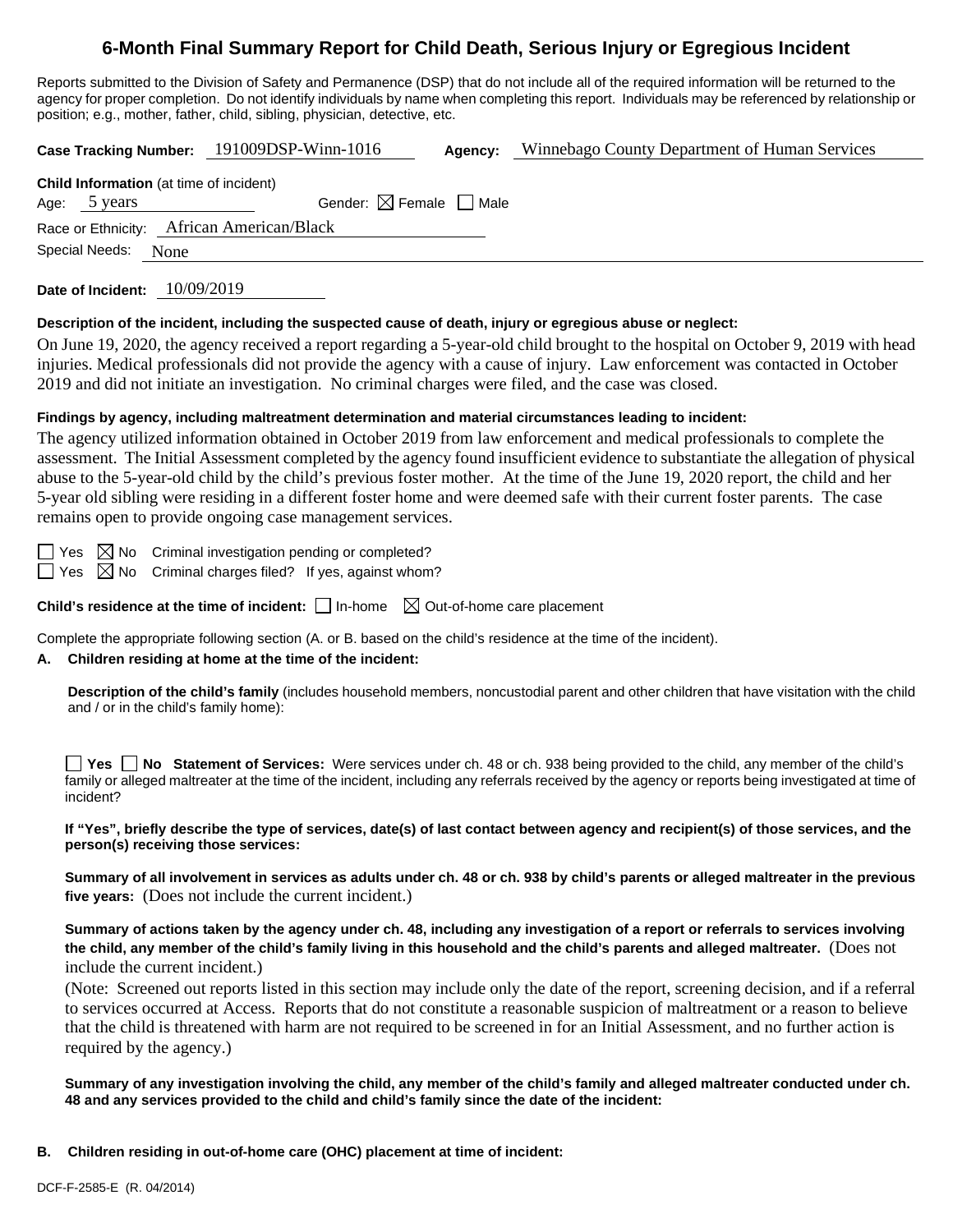# 6-Month Final Summary Report for Child Death, Serious Injury or Egregious Incident

Reports submitted to the Division of Safety and Permanence (DSP) that do not include all of the required information will be returned to the agency for proper completion. Do not identify individuals by name when completing this report. Individuals may be referenced by relationship or position; e.g., mother, father, child, sibling, physician, detective, etc.

**Case Tracking Number:** 191009DSP-Winn-1016 **Agency:** Winnebago County Department of Human Services

**Child Information** (at time of incident)
Age: 5 years Gender: ☒ Female ☐ Male
Race or Ethnicity: African American/Black
Special Needs: None

**Date of Incident:** 10/09/2019

**Description of the incident, including the suspected cause of death, injury or egregious abuse or neglect:**

On June 19, 2020, the agency received a report regarding a 5-year-old child brought to the hospital on October 9, 2019 with head injuries. Medical professionals did not provide the agency with a cause of injury. Law enforcement was contacted in October 2019 and did not initiate an investigation. No criminal charges were filed, and the case was closed.

**Findings by agency, including maltreatment determination and material circumstances leading to incident:**

The agency utilized information obtained in October 2019 from law enforcement and medical professionals to complete the assessment. The Initial Assessment completed by the agency found insufficient evidence to substantiate the allegation of physical abuse to the 5-year-old child by the child's previous foster mother. At the time of the June 19, 2020 report, the child and her 5-year old sibling were residing in a different foster home and were deemed safe with their current foster parents. The case remains open to provide ongoing case management services.

☐ Yes ☒ No Criminal investigation pending or completed?
☐ Yes ☒ No Criminal charges filed? If yes, against whom?

**Child's residence at the time of incident:** ☐ In-home ☒ Out-of-home care placement

Complete the appropriate following section (A. or B. based on the child's residence at the time of the incident).

**A. Children residing at home at the time of the incident:**

**Description of the child's family** (includes household members, noncustodial parent and other children that have visitation with the child and / or in the child's family home):

☐ **Yes** ☐ **No Statement of Services:** Were services under ch. 48 or ch. 938 being provided to the child, any member of the child's family or alleged maltreater at the time of the incident, including any referrals received by the agency or reports being investigated at time of incident?

**If "Yes", briefly describe the type of services, date(s) of last contact between agency and recipient(s) of those services, and the person(s) receiving those services:**

**Summary of all involvement in services as adults under ch. 48 or ch. 938 by child's parents or alleged maltreater in the previous five years:** (Does not include the current incident.)

**Summary of actions taken by the agency under ch. 48, including any investigation of a report or referrals to services involving the child, any member of the child's family living in this household and the child's parents and alleged maltreater.** (Does not include the current incident.)

(Note: Screened out reports listed in this section may include only the date of the report, screening decision, and if a referral to services occurred at Access. Reports that do not constitute a reasonable suspicion of maltreatment or a reason to believe that the child is threatened with harm are not required to be screened in for an Initial Assessment, and no further action is required by the agency.)

**Summary of any investigation involving the child, any member of the child's family and alleged maltreater conducted under ch. 48 and any services provided to the child and child's family since the date of the incident:**

**B. Children residing in out-of-home care (OHC) placement at time of incident:**

DCF-F-2585-E (R. 04/2014)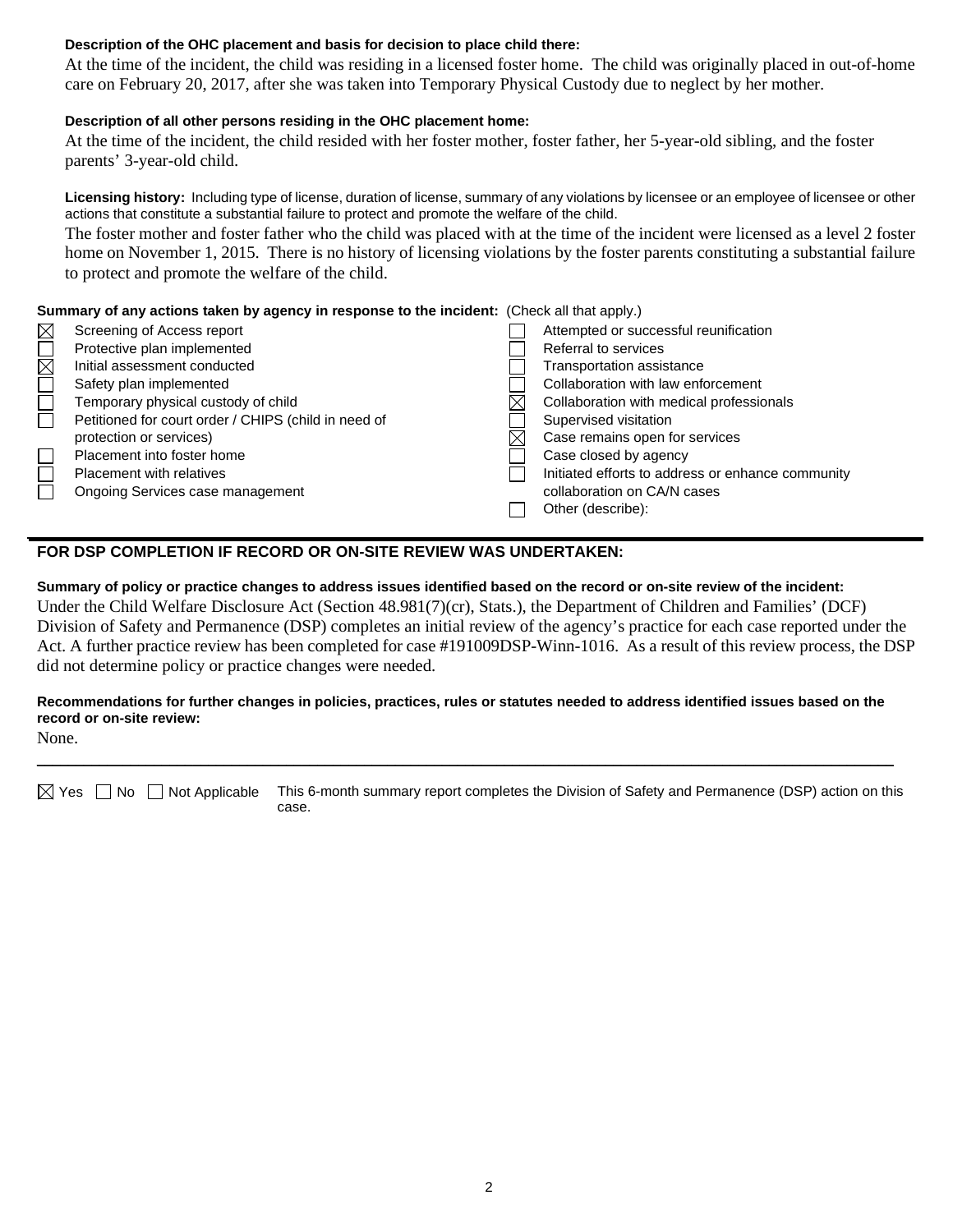**Description of the OHC placement and basis for decision to place child there:**

At the time of the incident, the child was residing in a licensed foster home. The child was originally placed in out-of-home care on February 20, 2017, after she was taken into Temporary Physical Custody due to neglect by her mother.

**Description of all other persons residing in the OHC placement home:**

At the time of the incident, the child resided with her foster mother, foster father, her 5-year-old sibling, and the foster parents' 3-year-old child.

**Licensing history:** Including type of license, duration of license, summary of any violations by licensee or an employee of licensee or other actions that constitute a substantial failure to protect and promote the welfare of the child.

The foster mother and foster father who the child was placed with at the time of the incident were licensed as a level 2 foster home on November 1, 2015. There is no history of licensing violations by the foster parents constituting a substantial failure to protect and promote the welfare of the child.

**Summary of any actions taken by agency in response to the incident:** (Check all that apply.)

- ☒ Screening of Access report
- ☐ Protective plan implemented
- ☒ Initial assessment conducted
- ☐ Safety plan implemented
- ☐ Temporary physical custody of child
- ☐ Petitioned for court order / CHIPS (child in need of protection or services)
- ☐ Placement into foster home
- ☐ Placement with relatives
- ☐ Ongoing Services case management
- ☐ Attempted or successful reunification
- ☐ Referral to services
- ☐ Transportation assistance
- ☐ Collaboration with law enforcement
- ☒ Collaboration with medical professionals
- ☐ Supervised visitation
- ☒ Case remains open for services
- ☐ Case closed by agency
- ☐ Initiated efforts to address or enhance community collaboration on CA/N cases
- ☐ Other (describe):

## FOR DSP COMPLETION IF RECORD OR ON-SITE REVIEW WAS UNDERTAKEN:

**Summary of policy or practice changes to address issues identified based on the record or on-site review of the incident:**

Under the Child Welfare Disclosure Act (Section 48.981(7)(cr), Stats.), the Department of Children and Families' (DCF) Division of Safety and Permanence (DSP) completes an initial review of the agency's practice for each case reported under the Act. A further practice review has been completed for case #191009DSP-Winn-1016. As a result of this review process, the DSP did not determine policy or practice changes were needed.

**Recommendations for further changes in policies, practices, rules or statutes needed to address identified issues based on the record or on-site review:**

None.

☒ Yes ☐ No ☐ Not Applicable This 6-month summary report completes the Division of Safety and Permanence (DSP) action on this case.